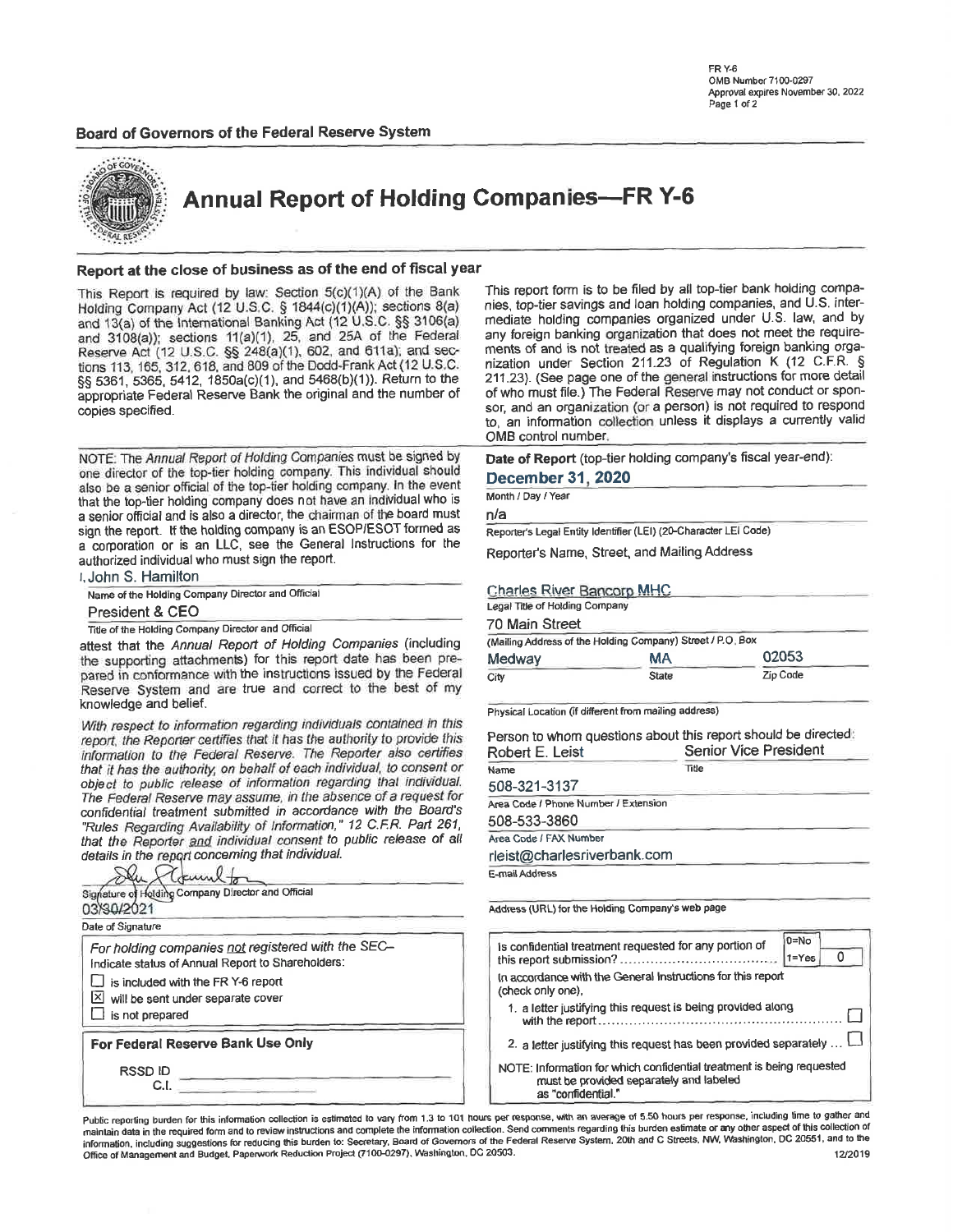FR Y-6
OMB Number 7100-0297
Approval expires November 30, 2022

**Board of Governors of the Federal Reserve System**

# Annual Report of Holding Companies—FR Y-6

### Report at the close of business as of the end of fiscal year

This Report is required by law: Section 5(c)(1)(A) of the Bank Holding Company Act (12 U.S.C. § 1844(c)(1)(A)); sections 8(a) and 13(a) of the International Banking Act (12 U.S.C. §§ 3106(a) and 3108(a)); sections 11(a)(1), 25, and 25A of the Federal Reserve Act (12 U.S.C. §§ 248(a)(1), 602, and 611a); and sections 113, 165, 312, 618, and 809 of the Dodd-Frank Act (12 U.S.C. §§ 5361, 5365, 5412, 1850a(c)(1), and 5468(b)(1)). Return to the appropriate Federal Reserve Bank the original and the number of copies specified.

This report form is to be filed by all top-tier bank holding companies, top-tier savings and loan holding companies, and U.S. intermediate holding companies organized under U.S. law, and by any foreign banking organization that does not meet the requirements of and is not treated as a qualifying foreign banking organization under Section 211.23 of Regulation K (12 C.F.R. § 211.23). (See page one of the general instructions for more detail of who must file.) The Federal Reserve may not conduct or sponsor, and an organization (or a person) is not required to respond to, an information collection unless it displays a currently valid OMB control number.

NOTE: The *Annual Report of Holding Companies* must be signed by one director of the top-tier holding company. This individual should also be a senior official of the top-tier holding company. In the event that the top-tier holding company does not have an individual who is a senior official and is also a director, the chairman of the board must sign the report. If the holding company is an ESOP/ESOT formed as a corporation or is an LLC, see the General Instructions for the authorized individual who must sign the report.

I, John S. Hamilton
Name of the Holding Company Director and Official

President & CEO
Title of the Holding Company Director and Official

attest that the *Annual Report of Holding Companies* (including the supporting attachments) for this report date has been prepared in conformance with the instructions issued by the Federal Reserve System and are true and correct to the best of my knowledge and belief.

*With respect to information regarding individuals contained in this report, the Reporter certifies that it has the authority to provide this information to the Federal Reserve. The Reporter also certifies that it has the authority, on behalf of each individual, to consent or object to public release of information regarding that individual. The Federal Reserve may assume, in the absence of a request for confidential treatment submitted in accordance with the Board's "Rules Regarding Availability of Information," 12 C.F.R. Part 261, that the Reporter and individual consent to public release of all details in the report concerning that individual.*

[Signature]
Signature of Holding Company Director and Official

03/30/2021
Date of Signature

*For holding companies not registered with the SEC–*
Indicate status of Annual Report to Shareholders:

- ☐ is included with the FR Y-6 report
- ☒ will be sent under separate cover
- ☐ is not prepared

**For Federal Reserve Bank Use Only**

RSSD ID ____________
C.I. ____________

**Date of Report** (top-tier holding company's fiscal year-end):

**December 31, 2020**
Month / Day / Year

n/a
Reporter's Legal Entity Identifier (LEI) (20-Character LEI Code)

Reporter's Name, Street, and Mailing Address

Charles River Bancorp MHC
Legal Title of Holding Company

70 Main Street
(Mailing Address of the Holding Company) Street / P.O. Box

| Medway | MA | 02053 |
|---|---|---|
| City | State | Zip Code |

Physical Location (if different from mailing address)

Person to whom questions about this report should be directed:

| Robert E. Leist | Senior Vice President |
|---|---|
| Name | Title |

508-321-3137
Area Code / Phone Number / Extension

508-533-3860
Area Code / FAX Number

rleist@charlesriverbank.com
E-mail Address

Address (URL) for the Holding Company's web page

Is confidential treatment requested for any portion of this report submission? (0=No, 1=Yes) **0**

In accordance with the General Instructions for this report (check only one),

1. a letter justifying this request is being provided along with the report ☐
2. a letter justifying this request has been provided separately ... ☐

NOTE: Information for which confidential treatment is being requested must be provided separately and labeled as "confidential."

Public reporting burden for this information collection is estimated to vary from 1.3 to 101 hours per response, with an average of 5.50 hours per response, including time to gather and maintain data in the required form and to review instructions and complete the information collection. Send comments regarding this burden estimate or any other aspect of this collection of information, including suggestions for reducing this burden to: Secretary, Board of Governors of the Federal Reserve System, 20th and C Streets, NW, Washington, DC 20551, and to the Office of Management and Budget, Paperwork Reduction Project (7100-0297), Washington, DC 20503.

12/2019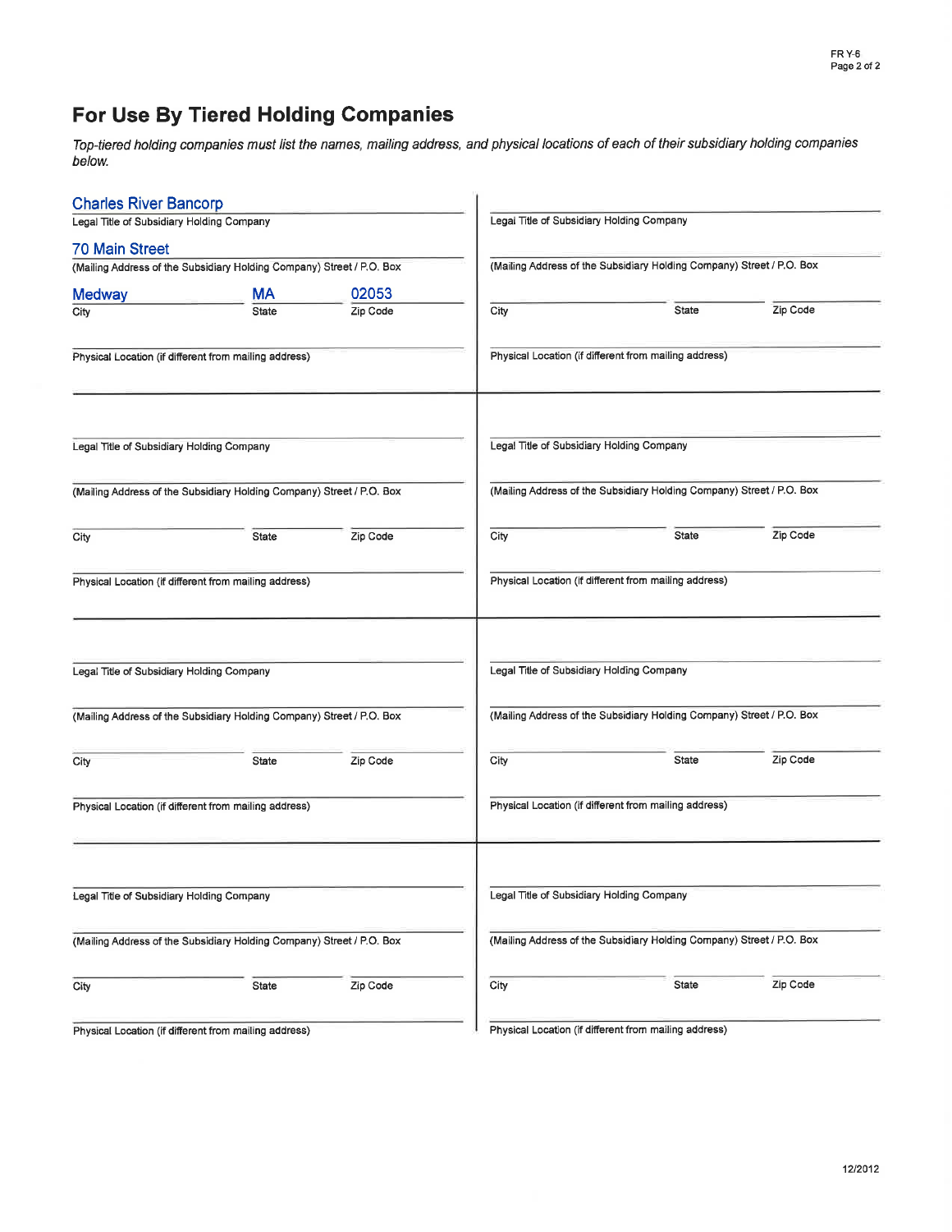## For Use By Tiered Holding Companies

*Top-tiered holding companies must list the names, mailing address, and physical locations of each of their subsidiary holding companies below.*

Charles River Bancorp
Legal Title of Subsidiary Holding Company

70 Main Street
(Mailing Address of the Subsidiary Holding Company) Street / P.O. Box

| Medway | MA | 02053 |
|---|---|---|
| City | State | Zip Code |

Physical Location (if different from mailing address)

---

Legal Title of Subsidiary Holding Company

(Mailing Address of the Subsidiary Holding Company) Street / P.O. Box

City | State | Zip Code

Physical Location (if different from mailing address)

---

Legal Title of Subsidiary Holding Company

(Mailing Address of the Subsidiary Holding Company) Street / P.O. Box

City | State | Zip Code

Physical Location (if different from mailing address)

---

Legal Title of Subsidiary Holding Company

(Mailing Address of the Subsidiary Holding Company) Street / P.O. Box

City | State | Zip Code

Physical Location (if different from mailing address)

---

Legal Title of Subsidiary Holding Company

(Mailing Address of the Subsidiary Holding Company) Street / P.O. Box

City | State | Zip Code

Physical Location (if different from mailing address)

---

Legal Title of Subsidiary Holding Company

(Mailing Address of the Subsidiary Holding Company) Street / P.O. Box

City | State | Zip Code

Physical Location (if different from mailing address)

---

Legal Title of Subsidiary Holding Company

(Mailing Address of the Subsidiary Holding Company) Street / P.O. Box

City | State | Zip Code

Physical Location (if different from mailing address)

---

Legal Title of Subsidiary Holding Company

(Mailing Address of the Subsidiary Holding Company) Street / P.O. Box

City | State | Zip Code

Physical Location (if different from mailing address)

12/2012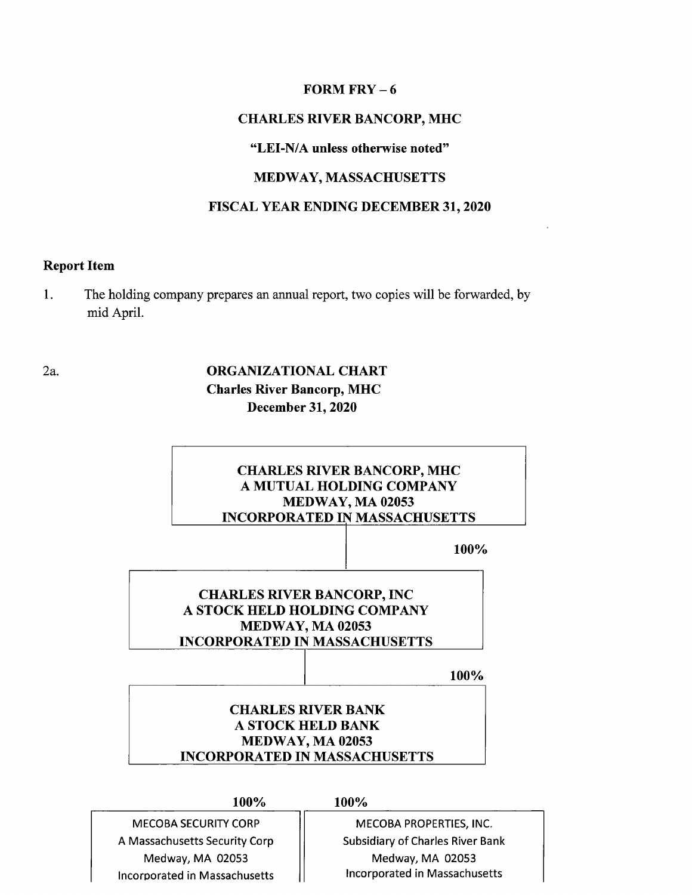**FORM FRY – 6**

**CHARLES RIVER BANCORP, MHC**

**"LEI-N/A unless otherwise noted"**

**MEDWAY, MASSACHUSETTS**

**FISCAL YEAR ENDING DECEMBER 31, 2020**

**Report Item**

1. The holding company prepares an annual report, two copies will be forwarded, by mid April.

2a.

**ORGANIZATIONAL CHART**
**Charles River Bancorp, MHC**
**December 31, 2020**

**CHARLES RIVER BANCORP, MHC**
**A MUTUAL HOLDING COMPANY**
**MEDWAY, MA 02053**
**INCORPORATED IN MASSACHUSETTS**

**100%**

**CHARLES RIVER BANCORP, INC**
**A STOCK HELD HOLDING COMPANY**
**MEDWAY, MA 02053**
**INCORPORATED IN MASSACHUSETTS**

**100%**

**CHARLES RIVER BANK**
**A STOCK HELD BANK**
**MEDWAY, MA 02053**
**INCORPORATED IN MASSACHUSETTS**

| **100%** | **100%** |
|---|---|
| MECOBA SECURITY CORP<br>A Massachusetts Security Corp<br>Medway, MA 02053<br>Incorporated in Massachusetts | MECOBA PROPERTIES, INC.<br>Subsidiary of Charles River Bank<br>Medway, MA 02053<br>Incorporated in Massachusetts |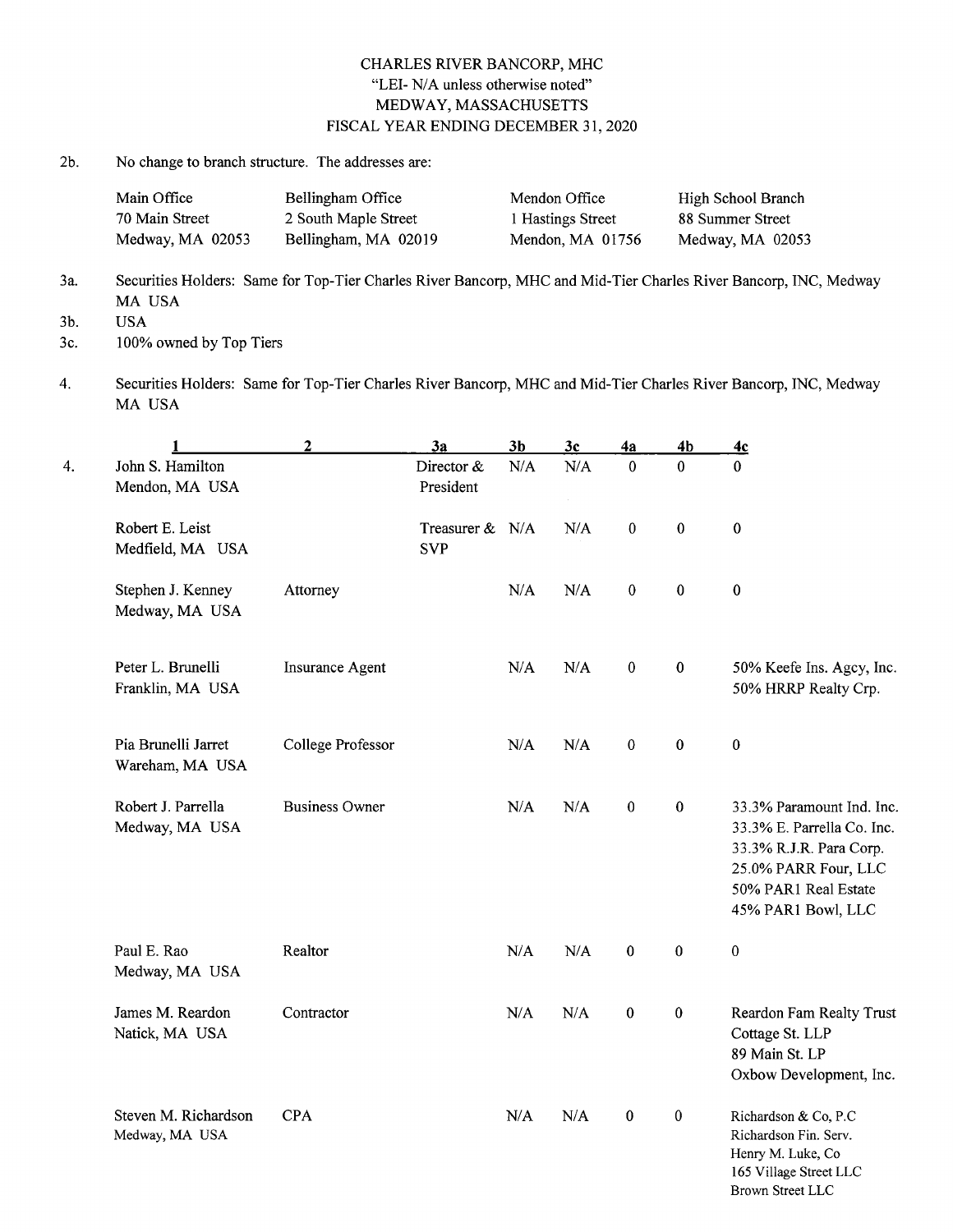CHARLES RIVER BANCORP, MHC
"LEI- N/A unless otherwise noted"
MEDWAY, MASSACHUSETTS
FISCAL YEAR ENDING DECEMBER 31, 2020

2b. No change to branch structure. The addresses are:

| | | | |
|---|---|---|---|
| Main Office<br>70 Main Street<br>Medway, MA 02053 | Bellingham Office<br>2 South Maple Street<br>Bellingham, MA 02019 | Mendon Office<br>1 Hastings Street<br>Mendon, MA 01756 | High School Branch<br>88 Summer Street<br>Medway, MA 02053 |

3a. Securities Holders: Same for Top-Tier Charles River Bancorp, MHC and Mid-Tier Charles River Bancorp, INC, Medway MA USA

3b. USA

3c. 100% owned by Top Tiers

4. Securities Holders: Same for Top-Tier Charles River Bancorp, MHC and Mid-Tier Charles River Bancorp, INC, Medway MA USA

| | 1 | 2 | 3a | 3b | 3c | 4a | 4b | 4c |
|---|---|---|---|---|---|---|---|---|
| 4. | John S. Hamilton<br>Mendon, MA USA | | Director & President | N/A | N/A | 0 | 0 | 0 |
| | Robert E. Leist<br>Medfield, MA USA | | Treasurer & SVP | N/A | N/A | 0 | 0 | 0 |
| | Stephen J. Kenney<br>Medway, MA USA | Attorney | | N/A | N/A | 0 | 0 | 0 |
| | Peter L. Brunelli<br>Franklin, MA USA | Insurance Agent | | N/A | N/A | 0 | 0 | 50% Keefe Ins. Agcy, Inc.<br>50% HRRP Realty Crp. |
| | Pia Brunelli Jarret<br>Wareham, MA USA | College Professor | | N/A | N/A | 0 | 0 | 0 |
| | Robert J. Parrella<br>Medway, MA USA | Business Owner | | N/A | N/A | 0 | 0 | 33.3% Paramount Ind. Inc.<br>33.3% E. Parrella Co. Inc.<br>33.3% R.J.R. Para Corp.<br>25.0% PARR Four, LLC<br>50% PAR1 Real Estate<br>45% PAR1 Bowl, LLC |
| | Paul E. Rao<br>Medway, MA USA | Realtor | | N/A | N/A | 0 | 0 | 0 |
| | James M. Reardon<br>Natick, MA USA | Contractor | | N/A | N/A | 0 | 0 | Reardon Fam Realty Trust<br>Cottage St. LLP<br>89 Main St. LP<br>Oxbow Development, Inc. |
| | Steven M. Richardson<br>Medway, MA USA | CPA | | N/A | N/A | 0 | 0 | Richardson & Co, P.C<br>Richardson Fin. Serv.<br>Henry M. Luke, Co<br>165 Village Street LLC<br>Brown Street LLC |